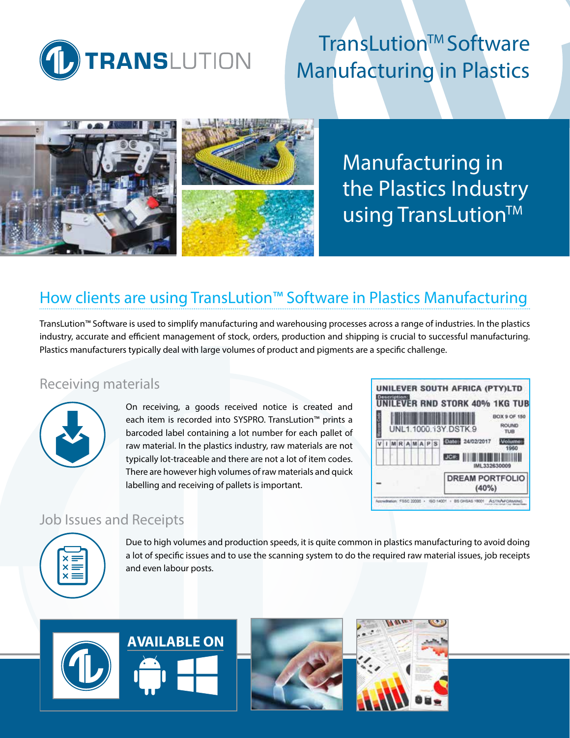# TransLution™ Software Manufacturing in Plastics

## Manufacturing in the Plastics Industry using TransLution™

## How clients are using TransLution™ Software in Plastics Manufacturing

TransLution™ Software is used to simplify manufacturing and warehousing processes across a range of industries. In the plastics industry, accurate and efficient management of stock, orders, production and shipping is crucial to successful manufacturing. Plastics manufacturers typically deal with large volumes of product and pigments are a specific challenge.

### Receiving materials

On receiving, a goods received notice is created and each item is recorded into SYSPRO. TransLution™ prints a barcoded label containing a lot number for each pallet of raw material. In the plastics industry, raw materials are not typically lot-traceable and there are not a lot of item codes. There are however high volumes of raw materials and quick labelling and receiving of pallets is important.

### Job Issues and Receipts

Due to high volumes and production speeds, it is quite common in plastics manufacturing to avoid doing a lot of specific issues and to use the scanning system to do the required raw material issues, job receipts and even labour posts.

**AVAILABLE ON**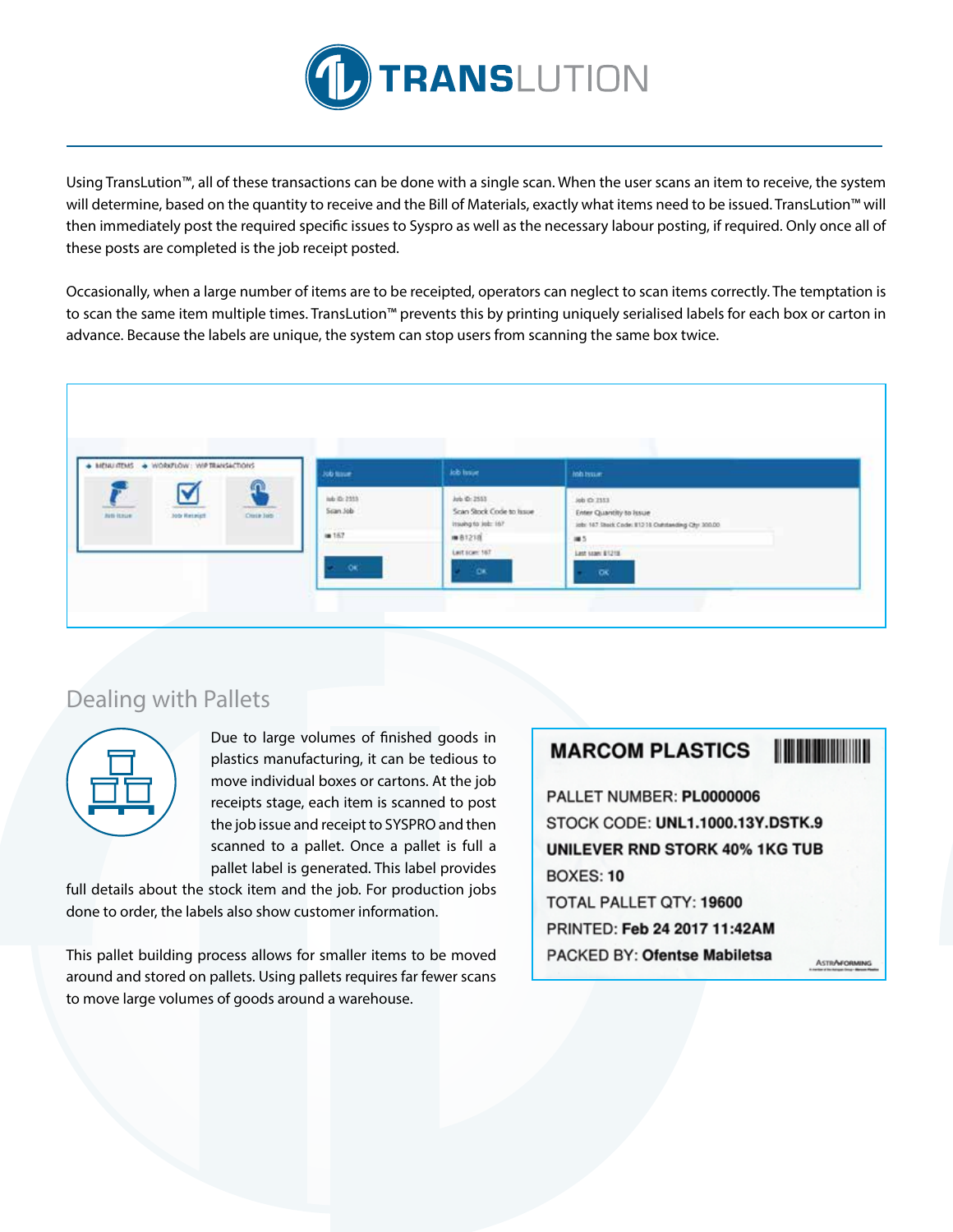Using TransLution™, all of these transactions can be done with a single scan. When the user scans an item to receive, the system will determine, based on the quantity to receive and the Bill of Materials, exactly what items need to be issued. TransLution™ will then immediately post the required specific issues to Syspro as well as the necessary labour posting, if required. Only once all of these posts are completed is the job receipt posted.

Occasionally, when a large number of items are to be receipted, operators can neglect to scan items correctly. The temptation is to scan the same item multiple times. TransLution™ prevents this by printing uniquely serialised labels for each box or carton in advance. Because the labels are unique, the system can stop users from scanning the same box twice.

## Dealing with Pallets

Due to large volumes of finished goods in plastics manufacturing, it can be tedious to move individual boxes or cartons. At the job receipts stage, each item is scanned to post the job issue and receipt to SYSPRO and then scanned to a pallet. Once a pallet is full a pallet label is generated. This label provides full details about the stock item and the job. For production jobs done to order, the labels also show customer information.

This pallet building process allows for smaller items to be moved around and stored on pallets. Using pallets requires far fewer scans to move large volumes of goods around a warehouse.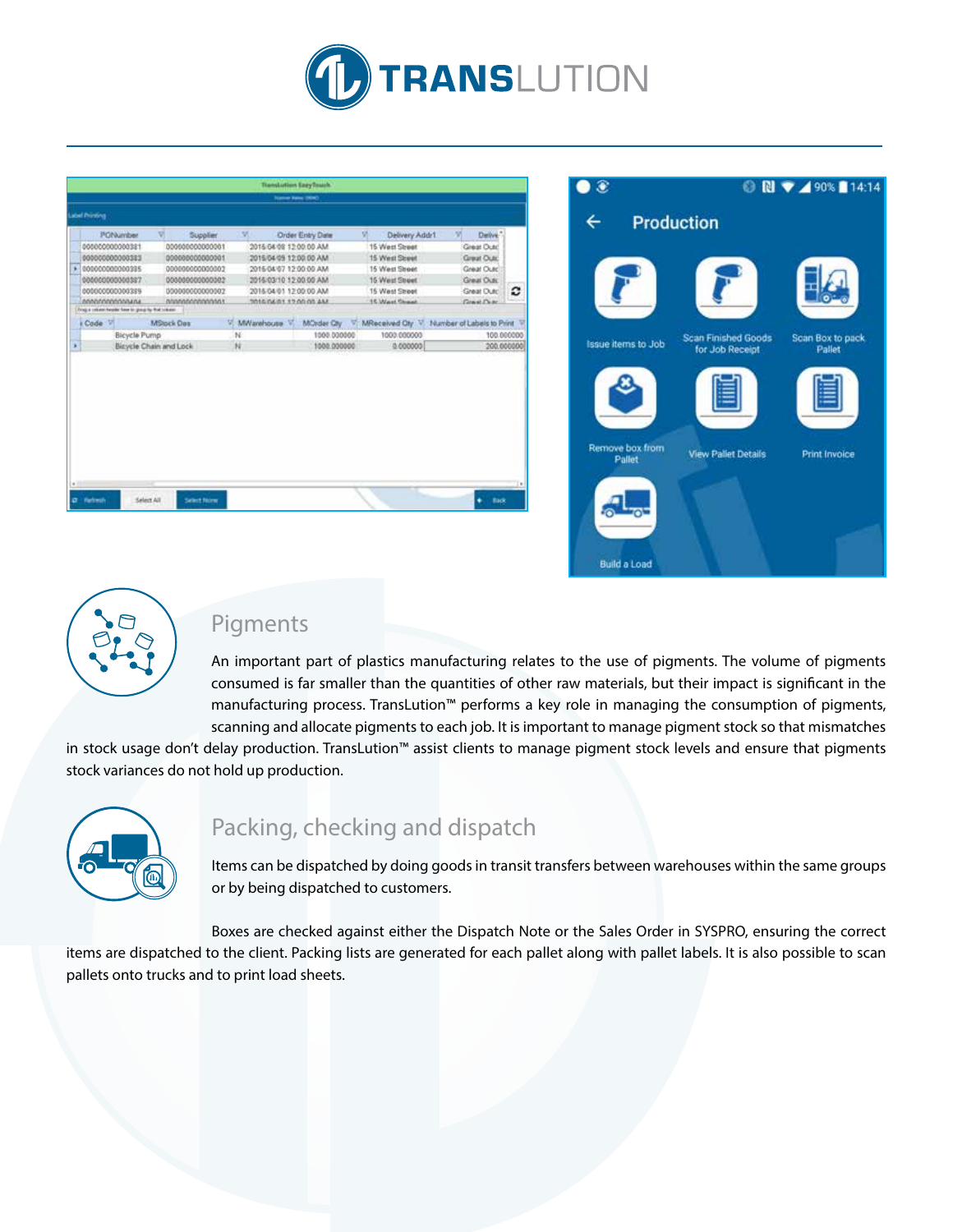## Pigments

An important part of plastics manufacturing relates to the use of pigments. The volume of pigments consumed is far smaller than the quantities of other raw materials, but their impact is significant in the manufacturing process. TransLution™ performs a key role in managing the consumption of pigments, scanning and allocate pigments to each job. It is important to manage pigment stock so that mismatches in stock usage don't delay production. TransLution™ assist clients to manage pigment stock levels and ensure that pigments stock variances do not hold up production.

## Packing, checking and dispatch

Items can be dispatched by doing goods in transit transfers between warehouses within the same groups or by being dispatched to customers.

Boxes are checked against either the Dispatch Note or the Sales Order in SYSPRO, ensuring the correct items are dispatched to the client. Packing lists are generated for each pallet along with pallet labels. It is also possible to scan pallets onto trucks and to print load sheets.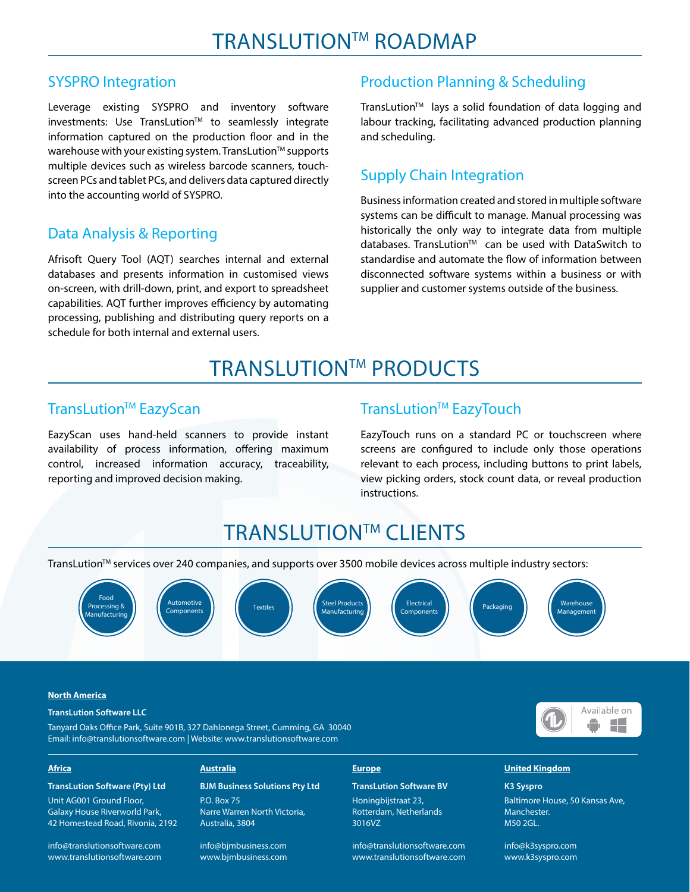# TRANSLUTION™ ROADMAP

## SYSPRO Integration

Leverage existing SYSPRO and inventory software investments: Use TransLution™ to seamlessly integrate information captured on the production floor and in the warehouse with your existing system. TransLution™ supports multiple devices such as wireless barcode scanners, touch-screen PCs and tablet PCs, and delivers data captured directly into the accounting world of SYSPRO.

## Data Analysis & Reporting

Afrisoft Query Tool (AQT) searches internal and external databases and presents information in customised views on-screen, with drill-down, print, and export to spreadsheet capabilities. AQT further improves efficiency by automating processing, publishing and distributing query reports on a schedule for both internal and external users.

## Production Planning & Scheduling

TransLution™ lays a solid foundation of data logging and labour tracking, facilitating advanced production planning and scheduling.

## Supply Chain Integration

Business information created and stored in multiple software systems can be difficult to manage. Manual processing was historically the only way to integrate data from multiple databases. TransLution™ can be used with DataSwitch to standardise and automate the flow of information between disconnected software systems within a business or with supplier and customer systems outside of the business.

# TRANSLUTION™ PRODUCTS

## TransLution™ EazyScan

EazyScan uses hand-held scanners to provide instant availability of process information, offering maximum control, increased information accuracy, traceability, reporting and improved decision making.

## TransLution™ EazyTouch

EazyTouch runs on a standard PC or touchscreen where screens are configured to include only those operations relevant to each process, including buttons to print labels, view picking orders, stock count data, or reveal production instructions.

# TRANSLUTION™ CLIENTS

TransLution™ services over 240 companies, and supports over 3500 mobile devices across multiple industry sectors:

- Food Processing & Manufacturing
- Automotive Components
- Textiles
- Steel Products Manufacturing
- Electrical Components
- Packaging
- Warehouse Management

**North America**

**TransLution Software LLC**

Tanyard Oaks Office Park, Suite 901B, 327 Dahlonega Street, Cumming, GA 30040
Email: info@translutionsoftware.com | Website: www.translutionsoftware.com

Available on

**Africa**

**TransLution Software (Pty) Ltd**

Unit AG001 Ground Floor,
Galaxy House Riverworld Park,
42 Homestead Road, Rivonia, 2192

info@translutionsoftware.com
www.translutionsoftware.com

**Australia**

**BJM Business Solutions Pty Ltd**

P.O. Box 75
Narre Warren North Victoria,
Australia, 3804

info@bjmbusiness.com
www.bjmbusiness.com

**Europe**

**TransLution Software BV**

Honingbijstraat 23,
Rotterdam, Netherlands
3016VZ

info@translutionsoftware.com
www.translutionsoftware.com

**United Kingdom**

**K3 Syspro**

Baltimore House, 50 Kansas Ave,
Manchester.
M50 2GL.

info@k3syspro.com
www.k3syspro.com